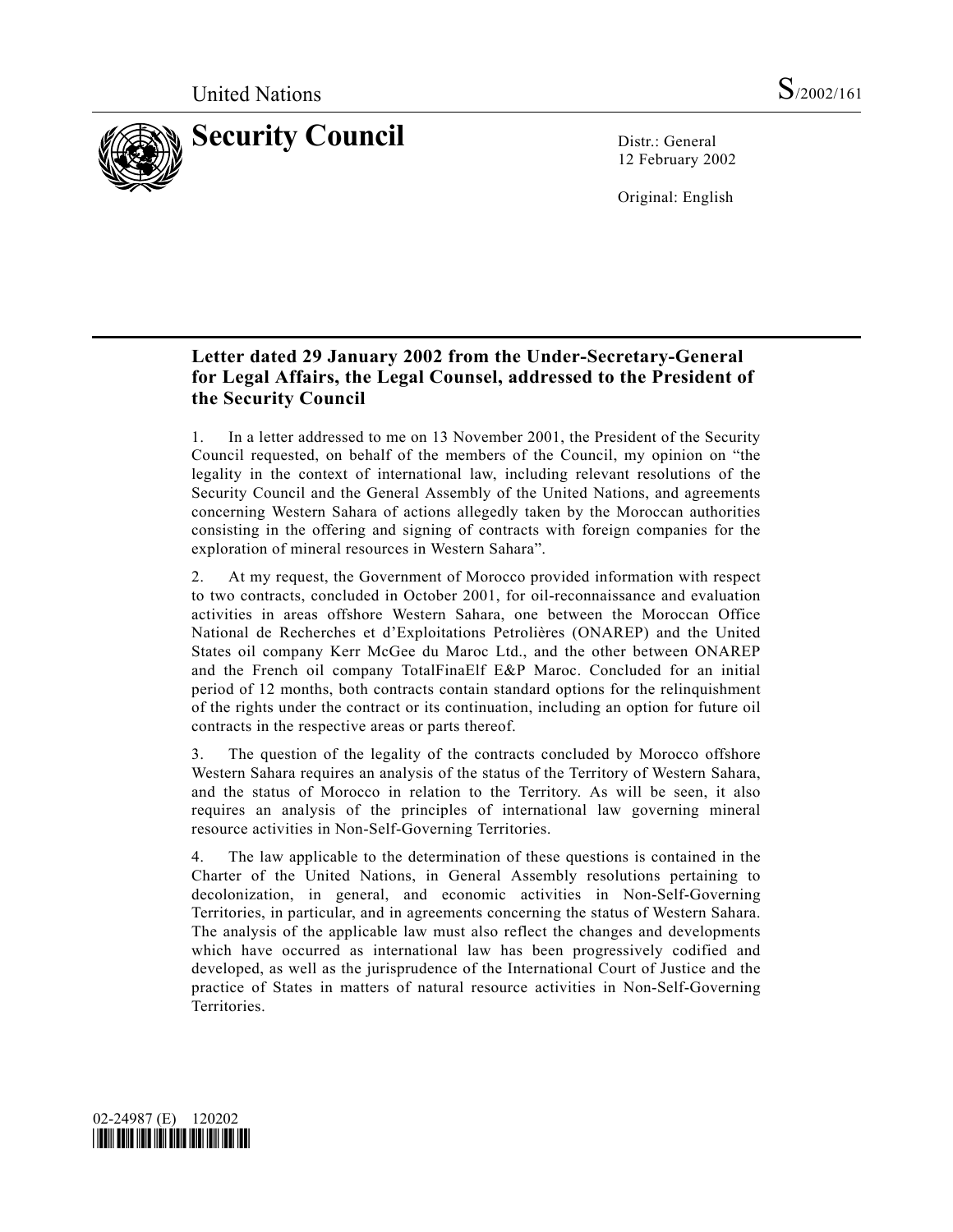United Nations S/2002/161

# Security Council

Distr.: General
12 February 2002

Original: English

## Letter dated 29 January 2002 from the Under-Secretary-General for Legal Affairs, the Legal Counsel, addressed to the President of the Security Council

1. In a letter addressed to me on 13 November 2001, the President of the Security Council requested, on behalf of the members of the Council, my opinion on "the legality in the context of international law, including relevant resolutions of the Security Council and the General Assembly of the United Nations, and agreements concerning Western Sahara of actions allegedly taken by the Moroccan authorities consisting in the offering and signing of contracts with foreign companies for the exploration of mineral resources in Western Sahara".

2. At my request, the Government of Morocco provided information with respect to two contracts, concluded in October 2001, for oil-reconnaissance and evaluation activities in areas offshore Western Sahara, one between the Moroccan Office National de Recherches et d'Exploitations Petrolières (ONAREP) and the United States oil company Kerr McGee du Maroc Ltd., and the other between ONAREP and the French oil company TotalFinaElf E&P Maroc. Concluded for an initial period of 12 months, both contracts contain standard options for the relinquishment of the rights under the contract or its continuation, including an option for future oil contracts in the respective areas or parts thereof.

3. The question of the legality of the contracts concluded by Morocco offshore Western Sahara requires an analysis of the status of the Territory of Western Sahara, and the status of Morocco in relation to the Territory. As will be seen, it also requires an analysis of the principles of international law governing mineral resource activities in Non-Self-Governing Territories.

4. The law applicable to the determination of these questions is contained in the Charter of the United Nations, in General Assembly resolutions pertaining to decolonization, in general, and economic activities in Non-Self-Governing Territories, in particular, and in agreements concerning the status of Western Sahara. The analysis of the applicable law must also reflect the changes and developments which have occurred as international law has been progressively codified and developed, as well as the jurisprudence of the International Court of Justice and the practice of States in matters of natural resource activities in Non-Self-Governing Territories.

02-24987 (E) 120202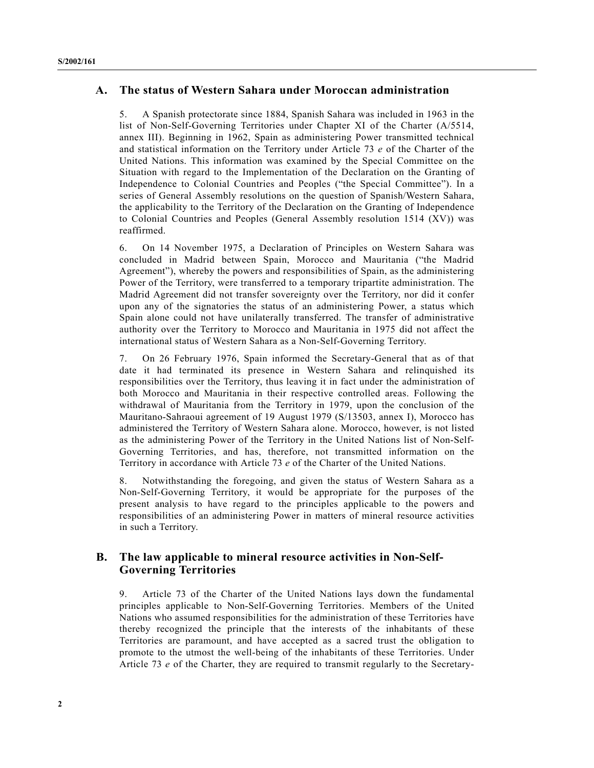## A. The status of Western Sahara under Moroccan administration

5. A Spanish protectorate since 1884, Spanish Sahara was included in 1963 in the list of Non-Self-Governing Territories under Chapter XI of the Charter (A/5514, annex III). Beginning in 1962, Spain as administering Power transmitted technical and statistical information on the Territory under Article 73 *e* of the Charter of the United Nations. This information was examined by the Special Committee on the Situation with regard to the Implementation of the Declaration on the Granting of Independence to Colonial Countries and Peoples ("the Special Committee"). In a series of General Assembly resolutions on the question of Spanish/Western Sahara, the applicability to the Territory of the Declaration on the Granting of Independence to Colonial Countries and Peoples (General Assembly resolution 1514 (XV)) was reaffirmed.

6. On 14 November 1975, a Declaration of Principles on Western Sahara was concluded in Madrid between Spain, Morocco and Mauritania ("the Madrid Agreement"), whereby the powers and responsibilities of Spain, as the administering Power of the Territory, were transferred to a temporary tripartite administration. The Madrid Agreement did not transfer sovereignty over the Territory, nor did it confer upon any of the signatories the status of an administering Power, a status which Spain alone could not have unilaterally transferred. The transfer of administrative authority over the Territory to Morocco and Mauritania in 1975 did not affect the international status of Western Sahara as a Non-Self-Governing Territory.

7. On 26 February 1976, Spain informed the Secretary-General that as of that date it had terminated its presence in Western Sahara and relinquished its responsibilities over the Territory, thus leaving it in fact under the administration of both Morocco and Mauritania in their respective controlled areas. Following the withdrawal of Mauritania from the Territory in 1979, upon the conclusion of the Mauritano-Sahraoui agreement of 19 August 1979 (S/13503, annex I), Morocco has administered the Territory of Western Sahara alone. Morocco, however, is not listed as the administering Power of the Territory in the United Nations list of Non-Self-Governing Territories, and has, therefore, not transmitted information on the Territory in accordance with Article 73 *e* of the Charter of the United Nations.

8. Notwithstanding the foregoing, and given the status of Western Sahara as a Non-Self-Governing Territory, it would be appropriate for the purposes of the present analysis to have regard to the principles applicable to the powers and responsibilities of an administering Power in matters of mineral resource activities in such a Territory.

## B. The law applicable to mineral resource activities in Non-Self-Governing Territories

9. Article 73 of the Charter of the United Nations lays down the fundamental principles applicable to Non-Self-Governing Territories. Members of the United Nations who assumed responsibilities for the administration of these Territories have thereby recognized the principle that the interests of the inhabitants of these Territories are paramount, and have accepted as a sacred trust the obligation to promote to the utmost the well-being of the inhabitants of these Territories. Under Article 73 *e* of the Charter, they are required to transmit regularly to the Secretary-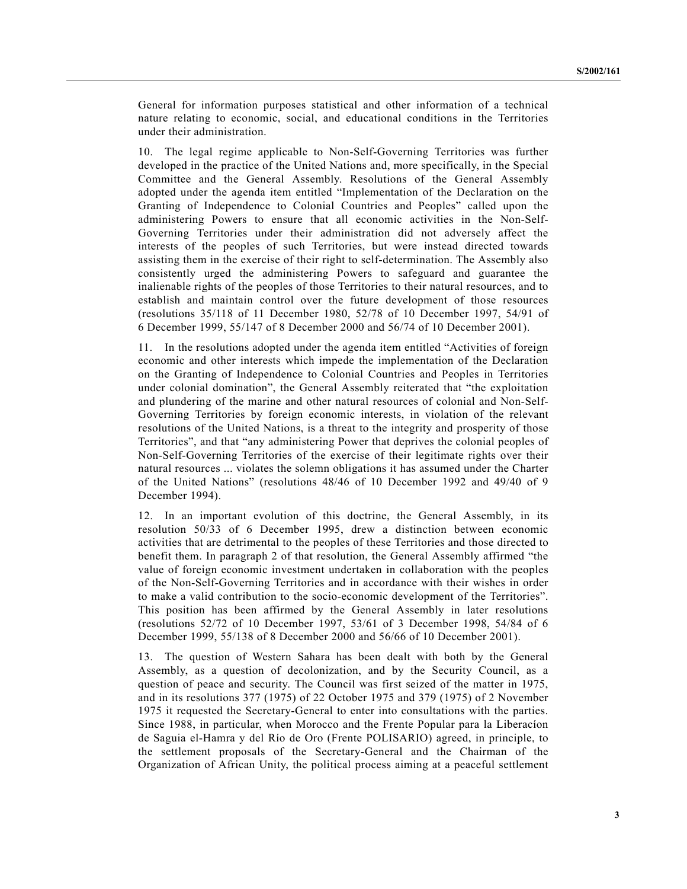General for information purposes statistical and other information of a technical nature relating to economic, social, and educational conditions in the Territories under their administration.

10. The legal regime applicable to Non-Self-Governing Territories was further developed in the practice of the United Nations and, more specifically, in the Special Committee and the General Assembly. Resolutions of the General Assembly adopted under the agenda item entitled "Implementation of the Declaration on the Granting of Independence to Colonial Countries and Peoples" called upon the administering Powers to ensure that all economic activities in the Non-Self-Governing Territories under their administration did not adversely affect the interests of the peoples of such Territories, but were instead directed towards assisting them in the exercise of their right to self-determination. The Assembly also consistently urged the administering Powers to safeguard and guarantee the inalienable rights of the peoples of those Territories to their natural resources, and to establish and maintain control over the future development of those resources (resolutions 35/118 of 11 December 1980, 52/78 of 10 December 1997, 54/91 of 6 December 1999, 55/147 of 8 December 2000 and 56/74 of 10 December 2001).

11. In the resolutions adopted under the agenda item entitled "Activities of foreign economic and other interests which impede the implementation of the Declaration on the Granting of Independence to Colonial Countries and Peoples in Territories under colonial domination", the General Assembly reiterated that "the exploitation and plundering of the marine and other natural resources of colonial and Non-Self-Governing Territories by foreign economic interests, in violation of the relevant resolutions of the United Nations, is a threat to the integrity and prosperity of those Territories", and that "any administering Power that deprives the colonial peoples of Non-Self-Governing Territories of the exercise of their legitimate rights over their natural resources ... violates the solemn obligations it has assumed under the Charter of the United Nations" (resolutions 48/46 of 10 December 1992 and 49/40 of 9 December 1994).

12. In an important evolution of this doctrine, the General Assembly, in its resolution 50/33 of 6 December 1995, drew a distinction between economic activities that are detrimental to the peoples of these Territories and those directed to benefit them. In paragraph 2 of that resolution, the General Assembly affirmed "the value of foreign economic investment undertaken in collaboration with the peoples of the Non-Self-Governing Territories and in accordance with their wishes in order to make a valid contribution to the socio-economic development of the Territories". This position has been affirmed by the General Assembly in later resolutions (resolutions 52/72 of 10 December 1997, 53/61 of 3 December 1998, 54/84 of 6 December 1999, 55/138 of 8 December 2000 and 56/66 of 10 December 2001).

13. The question of Western Sahara has been dealt with both by the General Assembly, as a question of decolonization, and by the Security Council, as a question of peace and security. The Council was first seized of the matter in 1975, and in its resolutions 377 (1975) of 22 October 1975 and 379 (1975) of 2 November 1975 it requested the Secretary-General to enter into consultations with the parties. Since 1988, in particular, when Morocco and the Frente Popular para la Liberacíon de Saguia el-Hamra y del Río de Oro (Frente POLISARIO) agreed, in principle, to the settlement proposals of the Secretary-General and the Chairman of the Organization of African Unity, the political process aiming at a peaceful settlement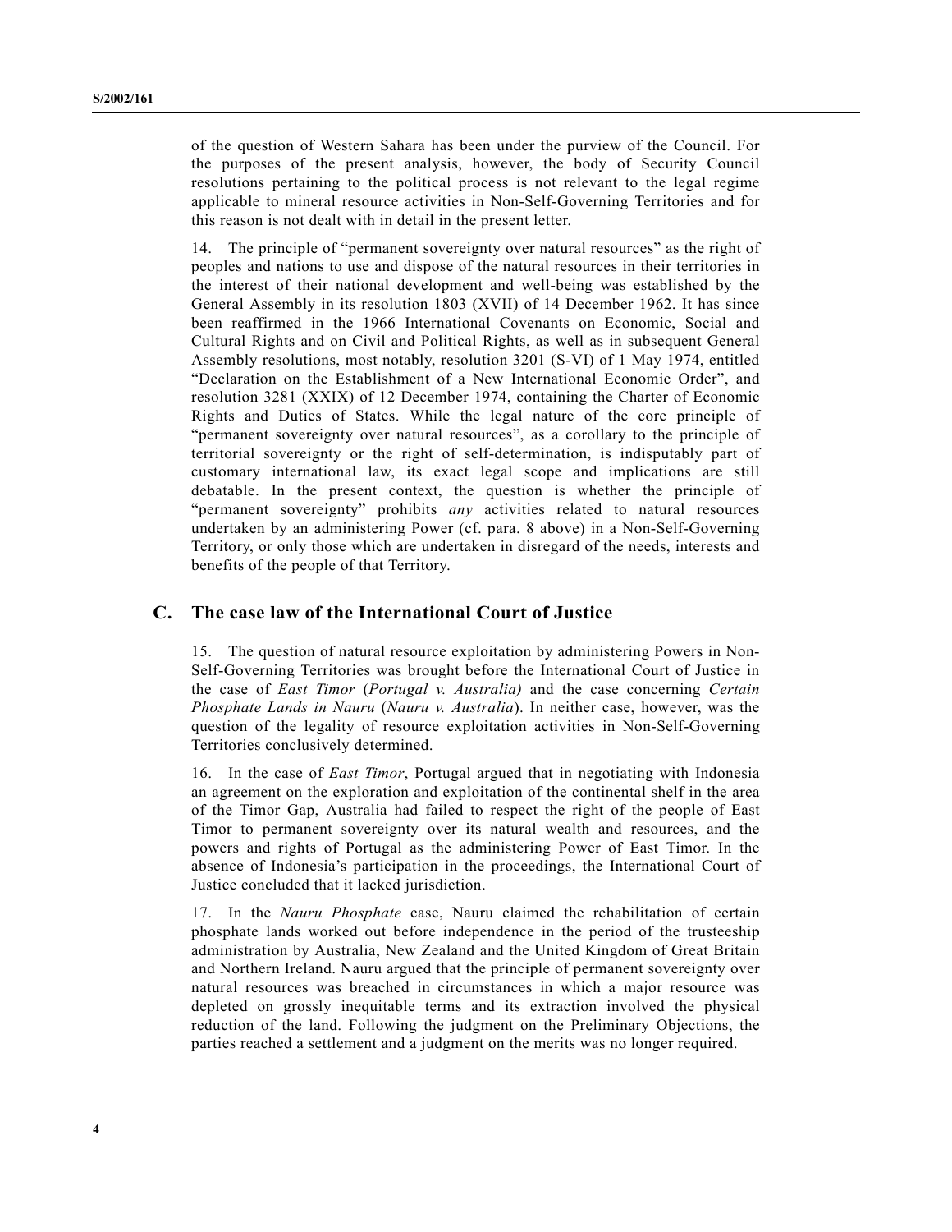of the question of Western Sahara has been under the purview of the Council. For the purposes of the present analysis, however, the body of Security Council resolutions pertaining to the political process is not relevant to the legal regime applicable to mineral resource activities in Non-Self-Governing Territories and for this reason is not dealt with in detail in the present letter.

14. The principle of "permanent sovereignty over natural resources" as the right of peoples and nations to use and dispose of the natural resources in their territories in the interest of their national development and well-being was established by the General Assembly in its resolution 1803 (XVII) of 14 December 1962. It has since been reaffirmed in the 1966 International Covenants on Economic, Social and Cultural Rights and on Civil and Political Rights, as well as in subsequent General Assembly resolutions, most notably, resolution 3201 (S-VI) of 1 May 1974, entitled "Declaration on the Establishment of a New International Economic Order", and resolution 3281 (XXIX) of 12 December 1974, containing the Charter of Economic Rights and Duties of States. While the legal nature of the core principle of "permanent sovereignty over natural resources", as a corollary to the principle of territorial sovereignty or the right of self-determination, is indisputably part of customary international law, its exact legal scope and implications are still debatable. In the present context, the question is whether the principle of "permanent sovereignty" prohibits *any* activities related to natural resources undertaken by an administering Power (cf. para. 8 above) in a Non-Self-Governing Territory, or only those which are undertaken in disregard of the needs, interests and benefits of the people of that Territory.

## C. The case law of the International Court of Justice

15. The question of natural resource exploitation by administering Powers in Non-Self-Governing Territories was brought before the International Court of Justice in the case of *East Timor* (*Portugal v. Australia)* and the case concerning *Certain Phosphate Lands in Nauru* (*Nauru v. Australia*). In neither case, however, was the question of the legality of resource exploitation activities in Non-Self-Governing Territories conclusively determined.

16. In the case of *East Timor*, Portugal argued that in negotiating with Indonesia an agreement on the exploration and exploitation of the continental shelf in the area of the Timor Gap, Australia had failed to respect the right of the people of East Timor to permanent sovereignty over its natural wealth and resources, and the powers and rights of Portugal as the administering Power of East Timor. In the absence of Indonesia's participation in the proceedings, the International Court of Justice concluded that it lacked jurisdiction.

17. In the *Nauru Phosphate* case, Nauru claimed the rehabilitation of certain phosphate lands worked out before independence in the period of the trusteeship administration by Australia, New Zealand and the United Kingdom of Great Britain and Northern Ireland. Nauru argued that the principle of permanent sovereignty over natural resources was breached in circumstances in which a major resource was depleted on grossly inequitable terms and its extraction involved the physical reduction of the land. Following the judgment on the Preliminary Objections, the parties reached a settlement and a judgment on the merits was no longer required.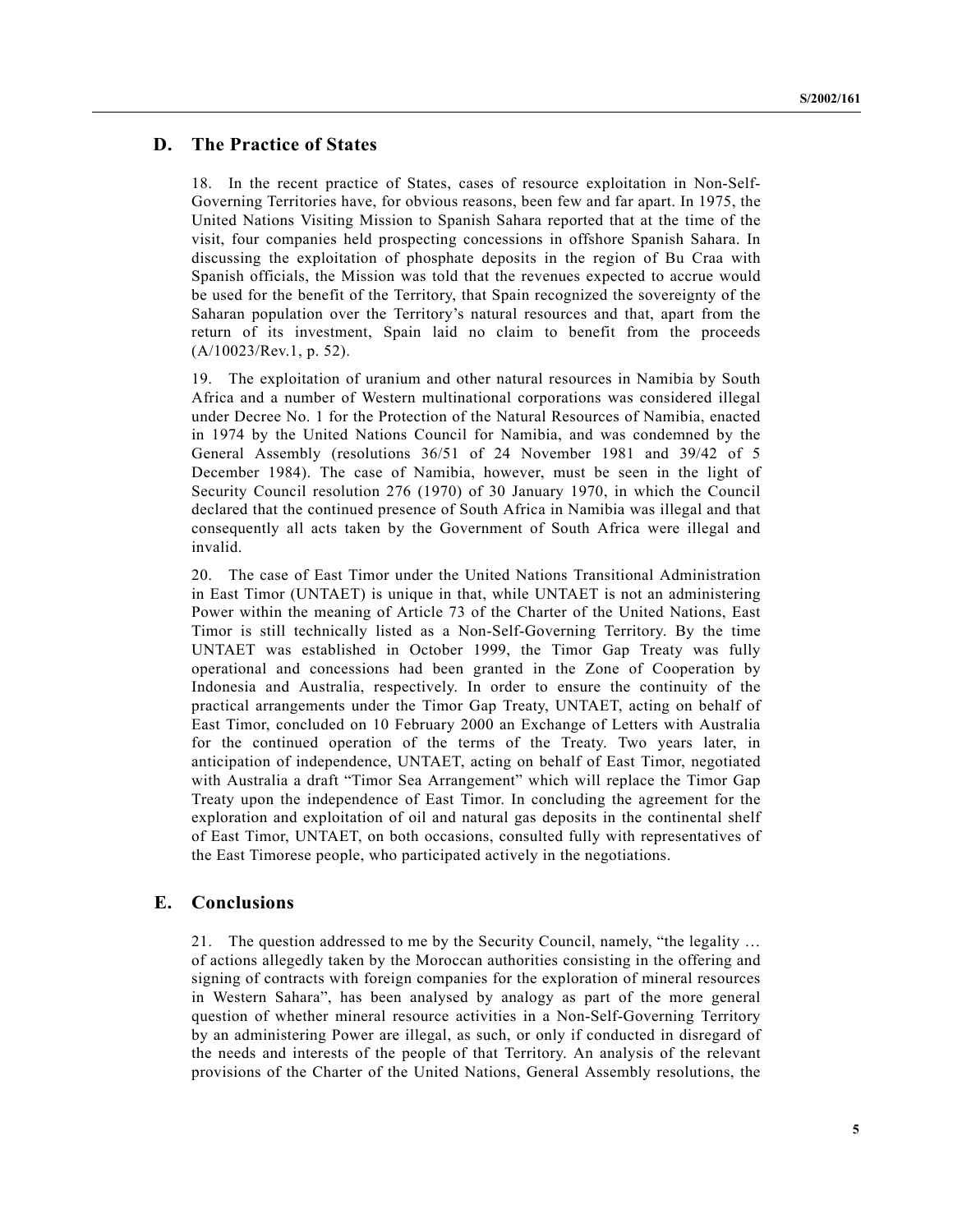## D. The Practice of States

18. In the recent practice of States, cases of resource exploitation in Non-Self-Governing Territories have, for obvious reasons, been few and far apart. In 1975, the United Nations Visiting Mission to Spanish Sahara reported that at the time of the visit, four companies held prospecting concessions in offshore Spanish Sahara. In discussing the exploitation of phosphate deposits in the region of Bu Craa with Spanish officials, the Mission was told that the revenues expected to accrue would be used for the benefit of the Territory, that Spain recognized the sovereignty of the Saharan population over the Territory's natural resources and that, apart from the return of its investment, Spain laid no claim to benefit from the proceeds (A/10023/Rev.1, p. 52).

19. The exploitation of uranium and other natural resources in Namibia by South Africa and a number of Western multinational corporations was considered illegal under Decree No. 1 for the Protection of the Natural Resources of Namibia, enacted in 1974 by the United Nations Council for Namibia, and was condemned by the General Assembly (resolutions 36/51 of 24 November 1981 and 39/42 of 5 December 1984). The case of Namibia, however, must be seen in the light of Security Council resolution 276 (1970) of 30 January 1970, in which the Council declared that the continued presence of South Africa in Namibia was illegal and that consequently all acts taken by the Government of South Africa were illegal and invalid.

20. The case of East Timor under the United Nations Transitional Administration in East Timor (UNTAET) is unique in that, while UNTAET is not an administering Power within the meaning of Article 73 of the Charter of the United Nations, East Timor is still technically listed as a Non-Self-Governing Territory. By the time UNTAET was established in October 1999, the Timor Gap Treaty was fully operational and concessions had been granted in the Zone of Cooperation by Indonesia and Australia, respectively. In order to ensure the continuity of the practical arrangements under the Timor Gap Treaty, UNTAET, acting on behalf of East Timor, concluded on 10 February 2000 an Exchange of Letters with Australia for the continued operation of the terms of the Treaty. Two years later, in anticipation of independence, UNTAET, acting on behalf of East Timor, negotiated with Australia a draft "Timor Sea Arrangement" which will replace the Timor Gap Treaty upon the independence of East Timor. In concluding the agreement for the exploration and exploitation of oil and natural gas deposits in the continental shelf of East Timor, UNTAET, on both occasions, consulted fully with representatives of the East Timorese people, who participated actively in the negotiations.

## E. Conclusions

21. The question addressed to me by the Security Council, namely, "the legality … of actions allegedly taken by the Moroccan authorities consisting in the offering and signing of contracts with foreign companies for the exploration of mineral resources in Western Sahara", has been analysed by analogy as part of the more general question of whether mineral resource activities in a Non-Self-Governing Territory by an administering Power are illegal, as such, or only if conducted in disregard of the needs and interests of the people of that Territory. An analysis of the relevant provisions of the Charter of the United Nations, General Assembly resolutions, the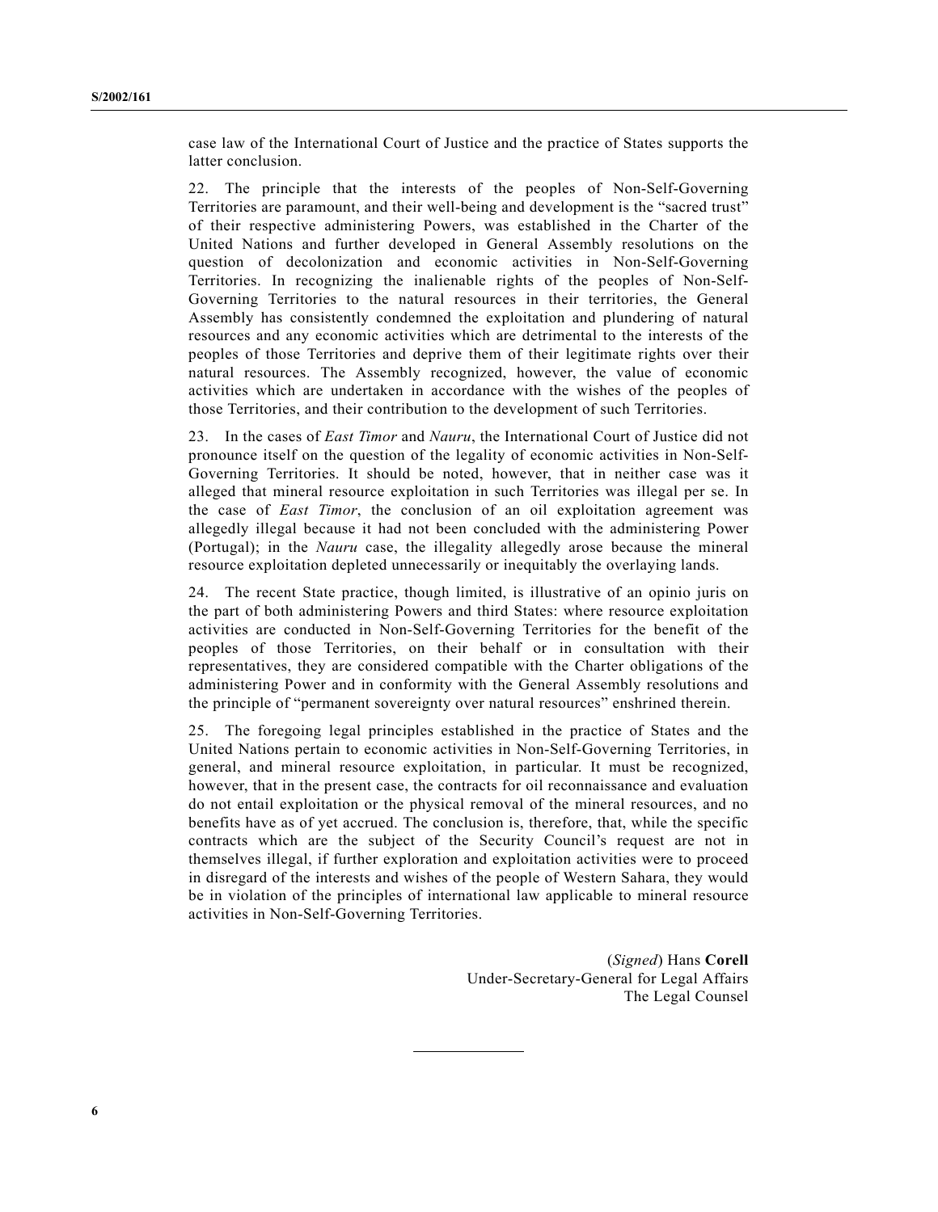case law of the International Court of Justice and the practice of States supports the latter conclusion.

22. The principle that the interests of the peoples of Non-Self-Governing Territories are paramount, and their well-being and development is the "sacred trust" of their respective administering Powers, was established in the Charter of the United Nations and further developed in General Assembly resolutions on the question of decolonization and economic activities in Non-Self-Governing Territories. In recognizing the inalienable rights of the peoples of Non-Self-Governing Territories to the natural resources in their territories, the General Assembly has consistently condemned the exploitation and plundering of natural resources and any economic activities which are detrimental to the interests of the peoples of those Territories and deprive them of their legitimate rights over their natural resources. The Assembly recognized, however, the value of economic activities which are undertaken in accordance with the wishes of the peoples of those Territories, and their contribution to the development of such Territories.

23. In the cases of *East Timor* and *Nauru*, the International Court of Justice did not pronounce itself on the question of the legality of economic activities in Non-Self-Governing Territories. It should be noted, however, that in neither case was it alleged that mineral resource exploitation in such Territories was illegal per se. In the case of *East Timor*, the conclusion of an oil exploitation agreement was allegedly illegal because it had not been concluded with the administering Power (Portugal); in the *Nauru* case, the illegality allegedly arose because the mineral resource exploitation depleted unnecessarily or inequitably the overlaying lands.

24. The recent State practice, though limited, is illustrative of an opinio juris on the part of both administering Powers and third States: where resource exploitation activities are conducted in Non-Self-Governing Territories for the benefit of the peoples of those Territories, on their behalf or in consultation with their representatives, they are considered compatible with the Charter obligations of the administering Power and in conformity with the General Assembly resolutions and the principle of "permanent sovereignty over natural resources" enshrined therein.

25. The foregoing legal principles established in the practice of States and the United Nations pertain to economic activities in Non-Self-Governing Territories, in general, and mineral resource exploitation, in particular. It must be recognized, however, that in the present case, the contracts for oil reconnaissance and evaluation do not entail exploitation or the physical removal of the mineral resources, and no benefits have as of yet accrued. The conclusion is, therefore, that, while the specific contracts which are the subject of the Security Council's request are not in themselves illegal, if further exploration and exploitation activities were to proceed in disregard of the interests and wishes of the people of Western Sahara, they would be in violation of the principles of international law applicable to mineral resource activities in Non-Self-Governing Territories.

(*Signed*) Hans **Corell**
Under-Secretary-General for Legal Affairs
The Legal Counsel